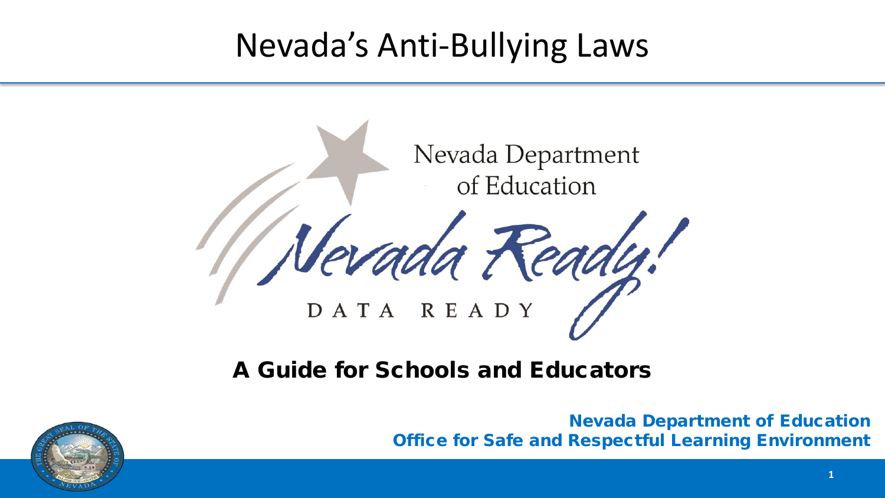# Nevada's Anti-Bullying Laws

Nevada Department of Education

Nevada Ready!

DATA READY

## A Guide for Schools and Educators

**Nevada Department of Education**
**Office for Safe and Respectful Learning Environment**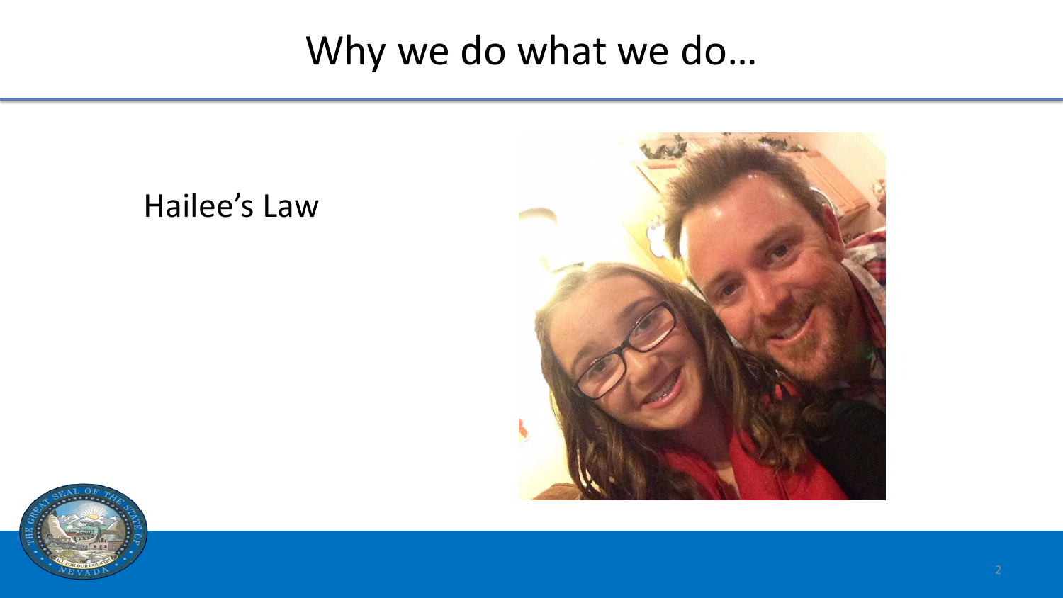# Why we do what we do…

Hailee's Law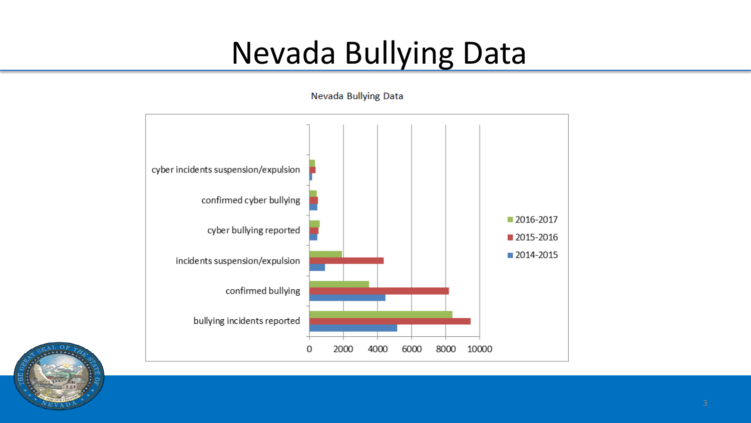# Nevada Bullying Data

Nevada Bullying Data

| Category | 2014-2015 | 2015-2016 | 2016-2017 |
|---|---|---|---|
| cyber incidents suspension/expulsion | | | |
| confirmed cyber bullying | | | |
| cyber bullying reported | | | |
| incidents suspension/expulsion | | | |
| confirmed bullying | | | |
| bullying incidents reported | | | |

0 2000 4000 6000 8000 10000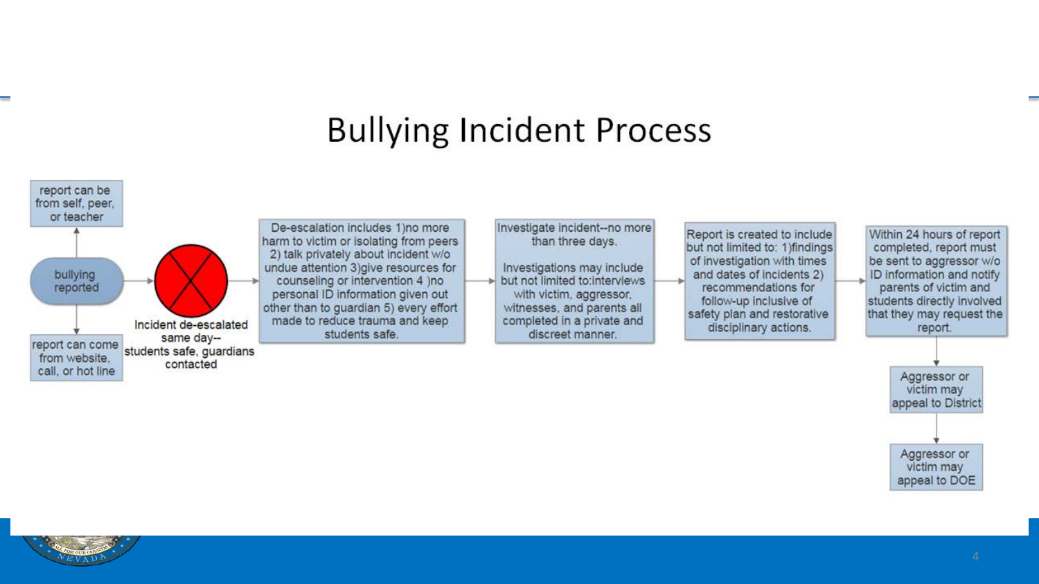# Bullying Incident Process

- **bullying reported**
  - report can be from self, peer, or teacher
  - report can come from website, call, or hot line
- **Incident de-escalated same day--students safe, guardians contacted**
- De-escalation includes 1)no more harm to victim or isolating from peers 2) talk privately about incident w/o undue attention 3)give resources for counseling or intervention 4 )no personal ID information given out other than to guardian 5) every effort made to reduce trauma and keep students safe.
- Investigate incident--no more than three days.

  Investigations may include but not limited to:interviews with victim, aggressor, witnesses, and parents all completed in a private and discreet manner.
- Report is created to include but not limited to: 1)findings of investigation with times and dates of incidents 2) recommendations for follow-up inclusive of safety plan and restorative disciplinary actions.
- Within 24 hours of report completed, report must be sent to aggressor w/o ID information and notify parents of victim and students directly involved that they may request the report.
  - Aggressor or victim may appeal to District
  - Aggressor or victim may appeal to DOE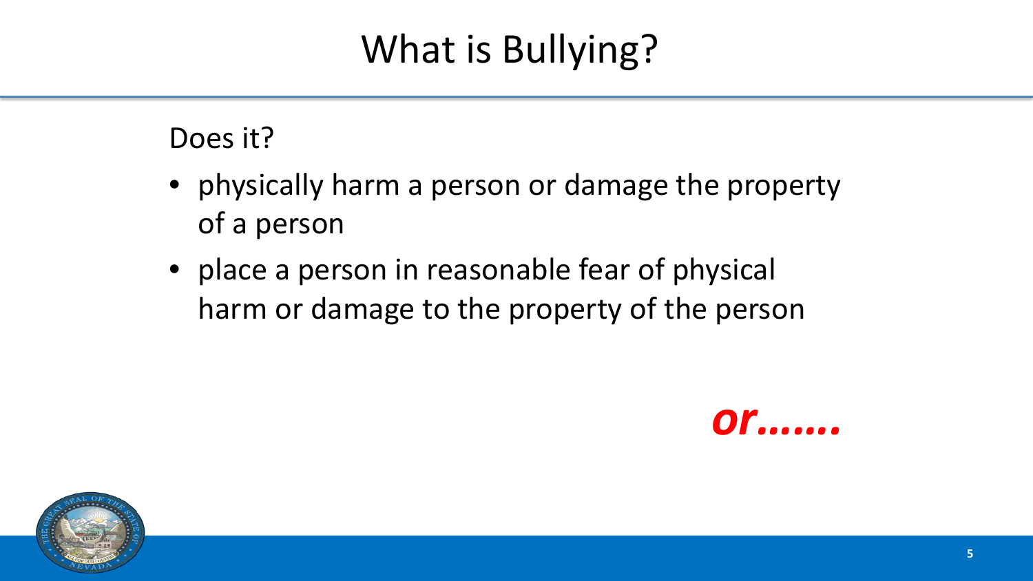# What is Bullying?

Does it?

- physically harm a person or damage the property of a person
- place a person in reasonable fear of physical harm or damage to the property of the person

***or…….***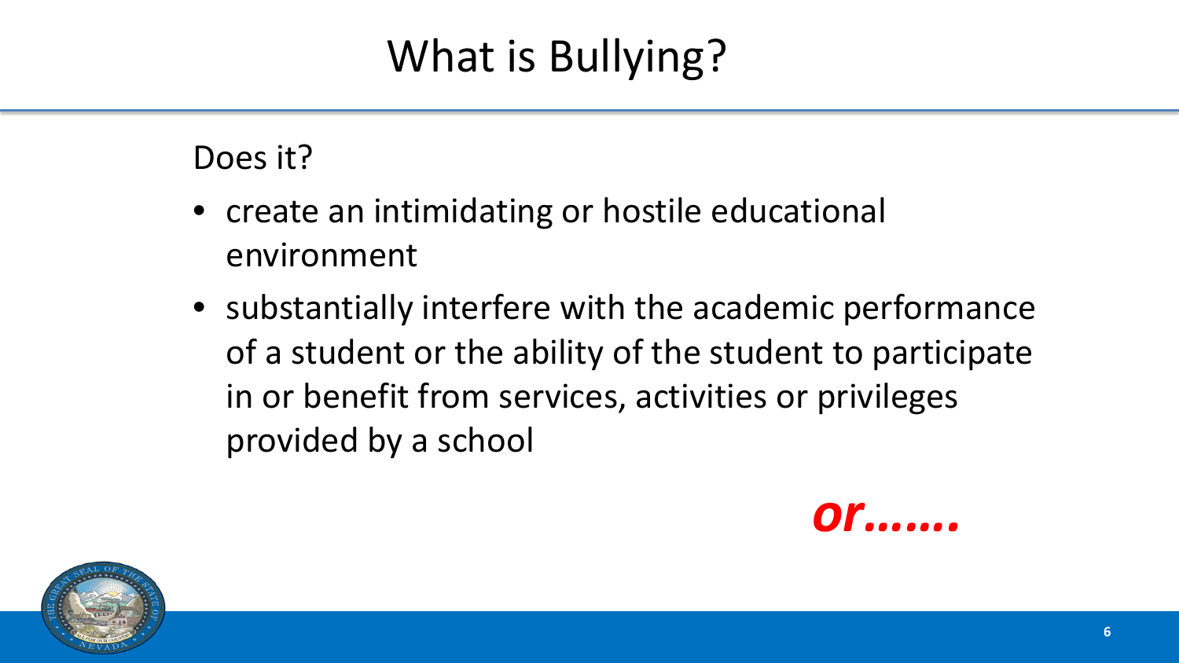# What is Bullying?

Does it?

- create an intimidating or hostile educational environment
- substantially interfere with the academic performance of a student or the ability of the student to participate in or benefit from services, activities or privileges provided by a school

***or…….***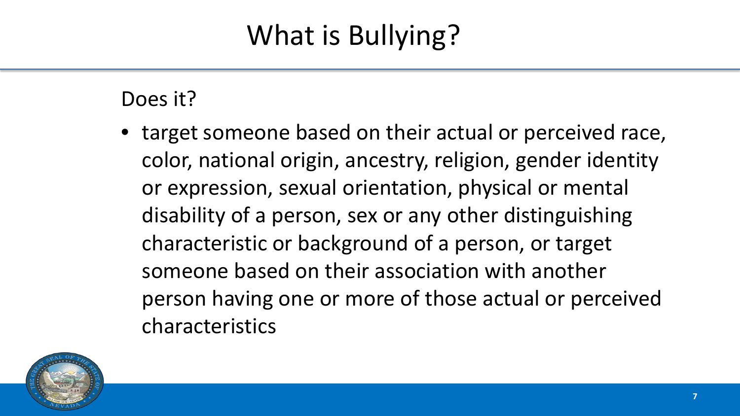# What is Bullying?

Does it?

- target someone based on their actual or perceived race, color, national origin, ancestry, religion, gender identity or expression, sexual orientation, physical or mental disability of a person, sex or any other distinguishing characteristic or background of a person, or target someone based on their association with another person having one or more of those actual or perceived characteristics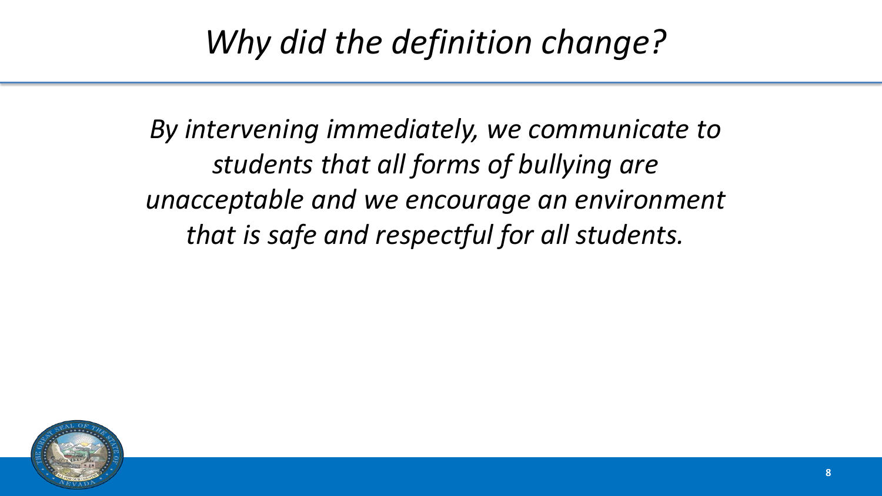# *Why did the definition change?*

*By intervening immediately, we communicate to students that all forms of bullying are unacceptable and we encourage an environment that is safe and respectful for all students.*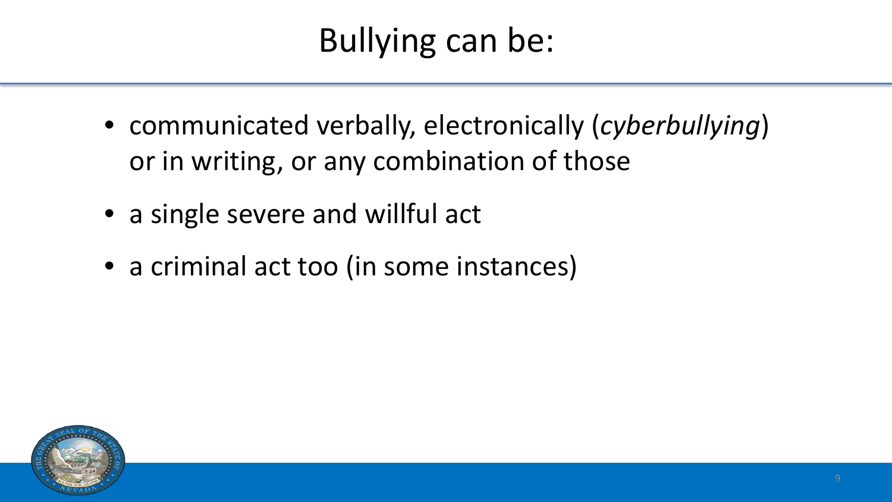# Bullying can be:

- communicated verbally, electronically (*cyberbullying*) or in writing, or any combination of those
- a single severe and willful act
- a criminal act too (in some instances)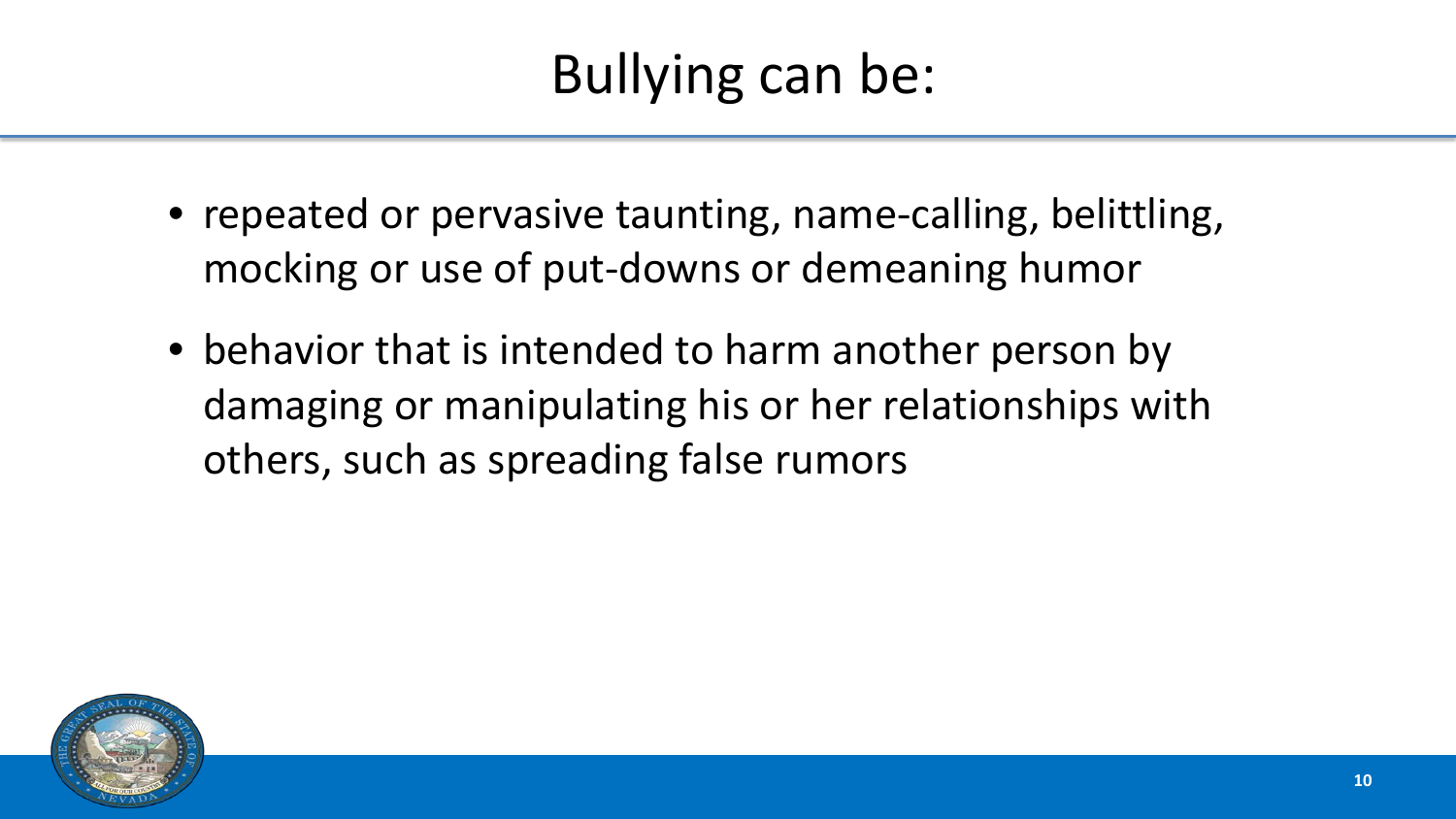# Bullying can be:

- repeated or pervasive taunting, name-calling, belittling, mocking or use of put-downs or demeaning humor
- behavior that is intended to harm another person by damaging or manipulating his or her relationships with others, such as spreading false rumors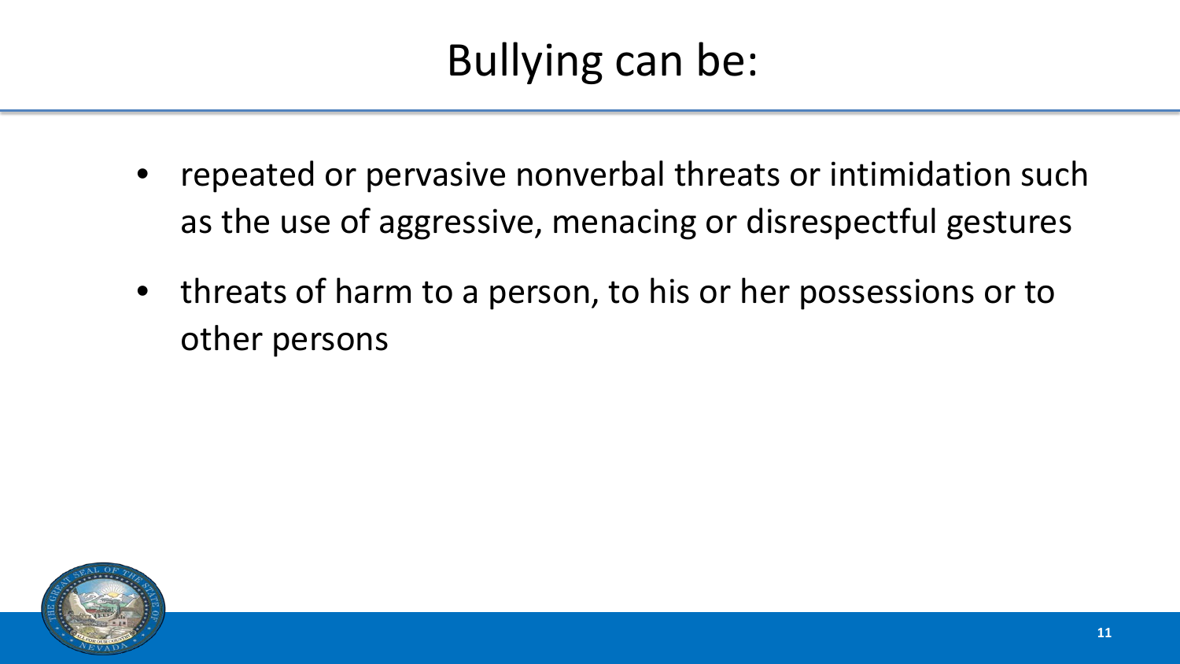# Bullying can be:

- repeated or pervasive nonverbal threats or intimidation such as the use of aggressive, menacing or disrespectful gestures
- threats of harm to a person, to his or her possessions or to other persons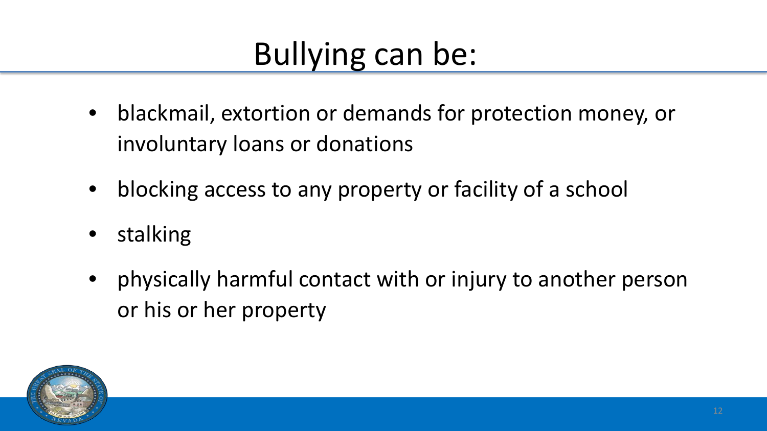# Bullying can be:

- blackmail, extortion or demands for protection money, or involuntary loans or donations
- blocking access to any property or facility of a school
- stalking
- physically harmful contact with or injury to another person or his or her property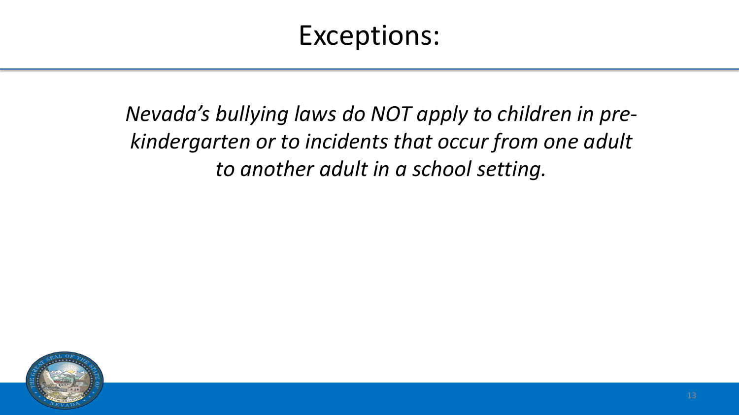# Exceptions:

*Nevada's bullying laws do NOT apply to children in pre-kindergarten or to incidents that occur from one adult to another adult in a school setting.*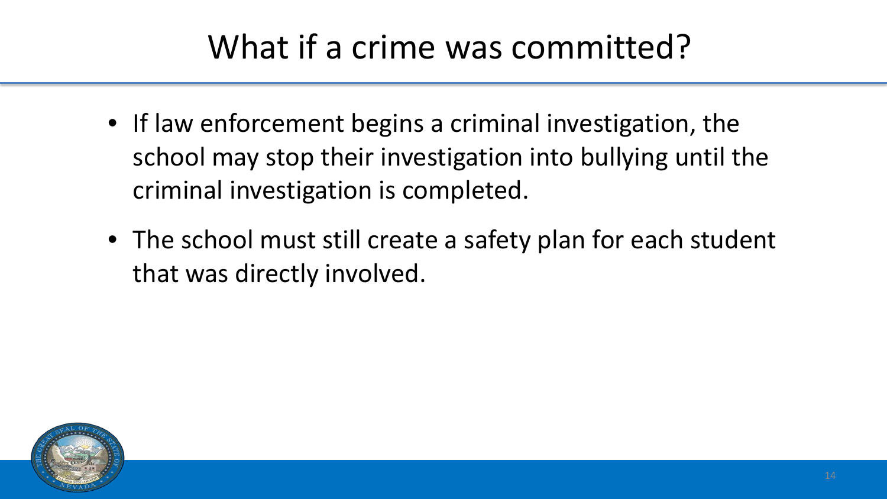# What if a crime was committed?

- If law enforcement begins a criminal investigation, the school may stop their investigation into bullying until the criminal investigation is completed.
- The school must still create a safety plan for each student that was directly involved.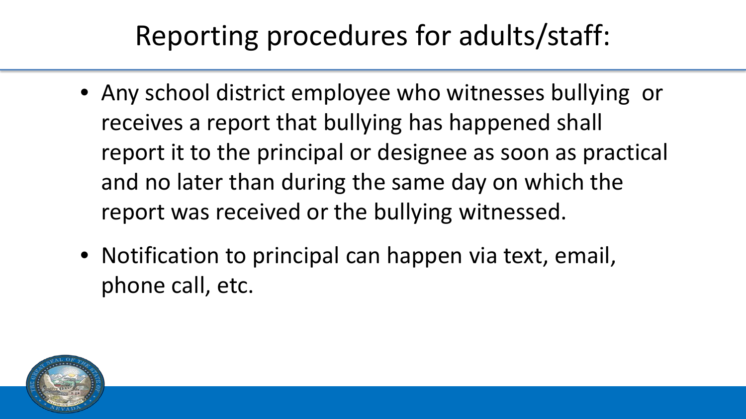# Reporting procedures for adults/staff:

- Any school district employee who witnesses bullying or receives a report that bullying has happened shall report it to the principal or designee as soon as practical and no later than during the same day on which the report was received or the bullying witnessed.
- Notification to principal can happen via text, email, phone call, etc.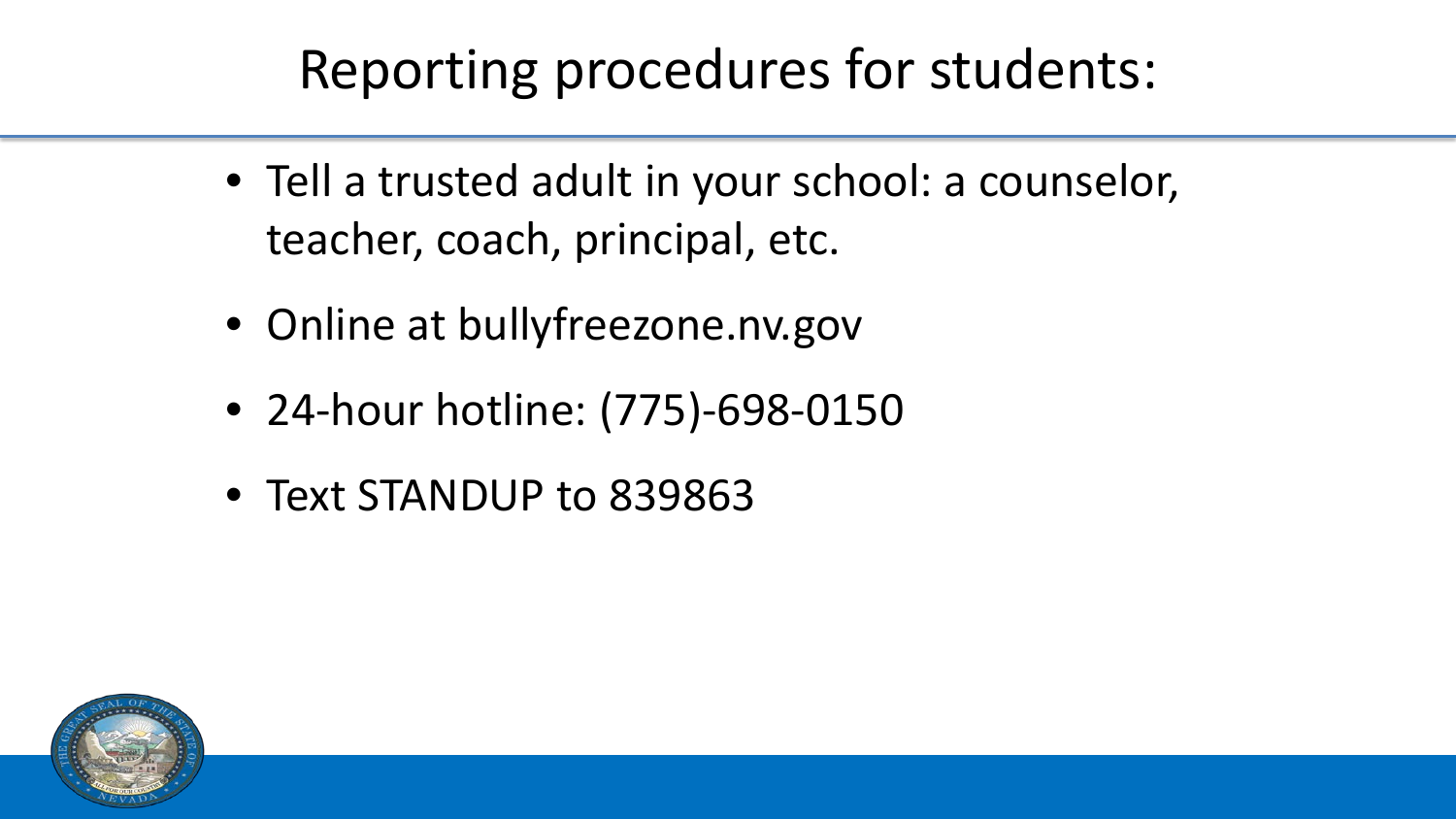# Reporting procedures for students:

- Tell a trusted adult in your school: a counselor, teacher, coach, principal, etc.
- Online at bullyfreezone.nv.gov
- 24-hour hotline: (775)-698-0150
- Text STANDUP to 839863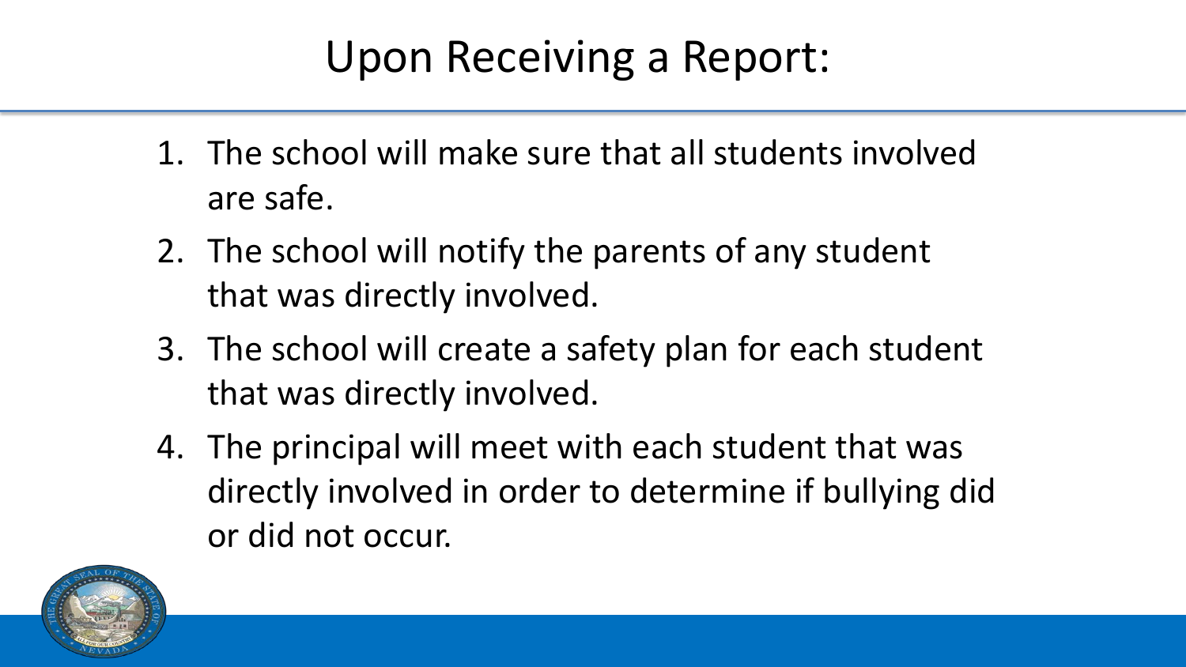# Upon Receiving a Report:

1. The school will make sure that all students involved are safe.
2. The school will notify the parents of any student that was directly involved.
3. The school will create a safety plan for each student that was directly involved.
4. The principal will meet with each student that was directly involved in order to determine if bullying did or did not occur.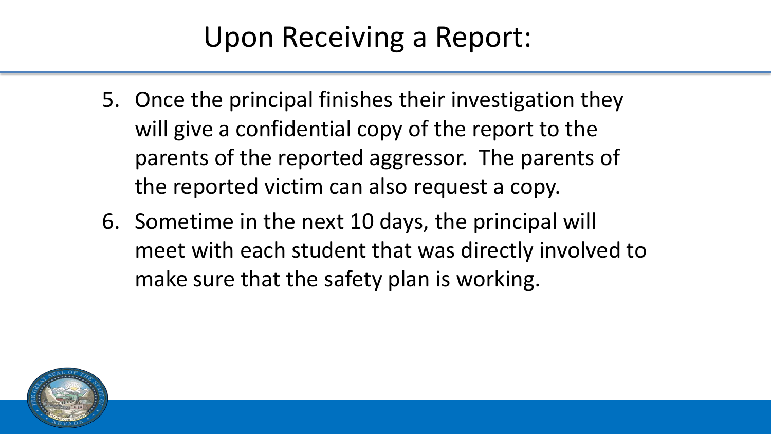# Upon Receiving a Report:

5. Once the principal finishes their investigation they will give a confidential copy of the report to the parents of the reported aggressor.  The parents of the reported victim can also request a copy.
6. Sometime in the next 10 days, the principal will meet with each student that was directly involved to make sure that the safety plan is working.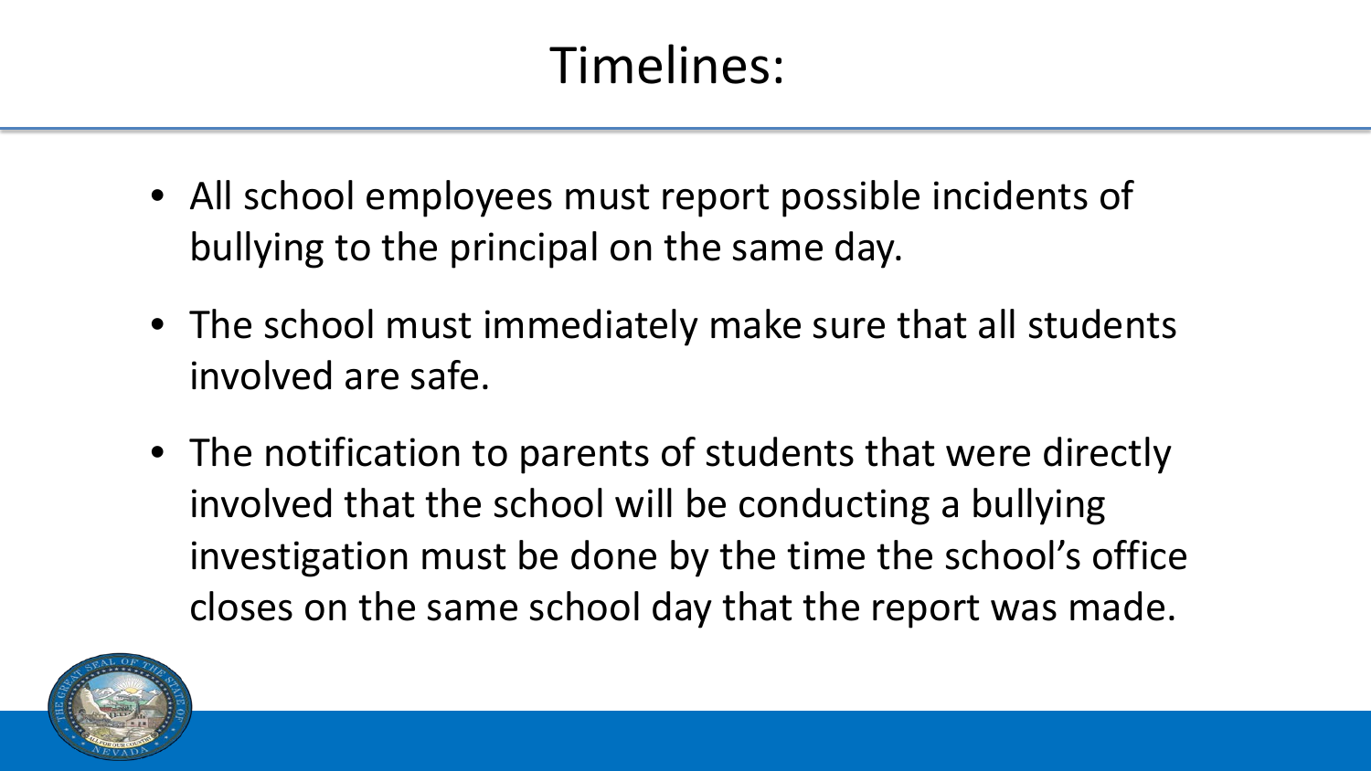# Timelines:

- All school employees must report possible incidents of bullying to the principal on the same day.
- The school must immediately make sure that all students involved are safe.
- The notification to parents of students that were directly involved that the school will be conducting a bullying investigation must be done by the time the school's office closes on the same school day that the report was made.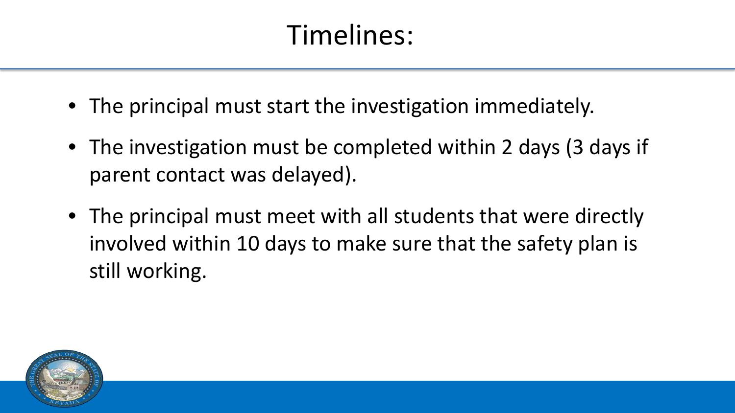# Timelines:

- The principal must start the investigation immediately.
- The investigation must be completed within 2 days (3 days if parent contact was delayed).
- The principal must meet with all students that were directly involved within 10 days to make sure that the safety plan is still working.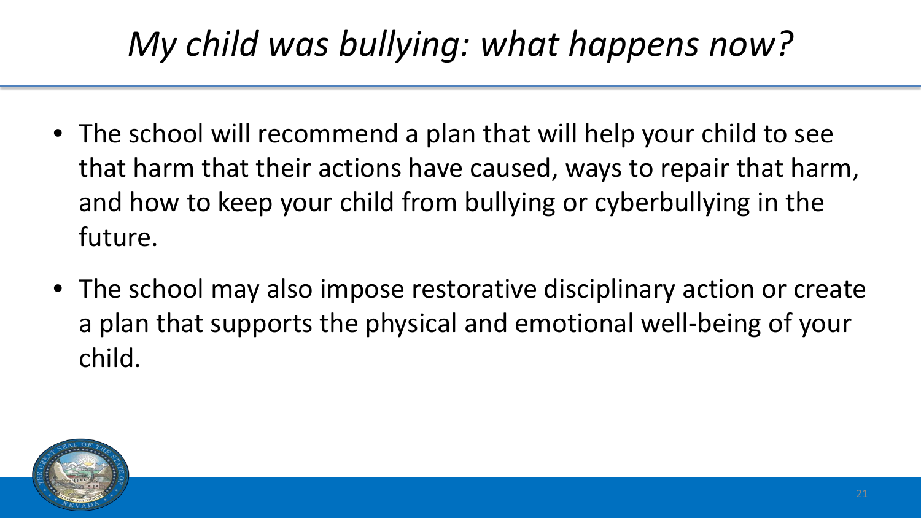# *My child was bullying: what happens now?*

- The school will recommend a plan that will help your child to see that harm that their actions have caused, ways to repair that harm, and how to keep your child from bullying or cyberbullying in the future.
- The school may also impose restorative disciplinary action or create a plan that supports the physical and emotional well-being of your child.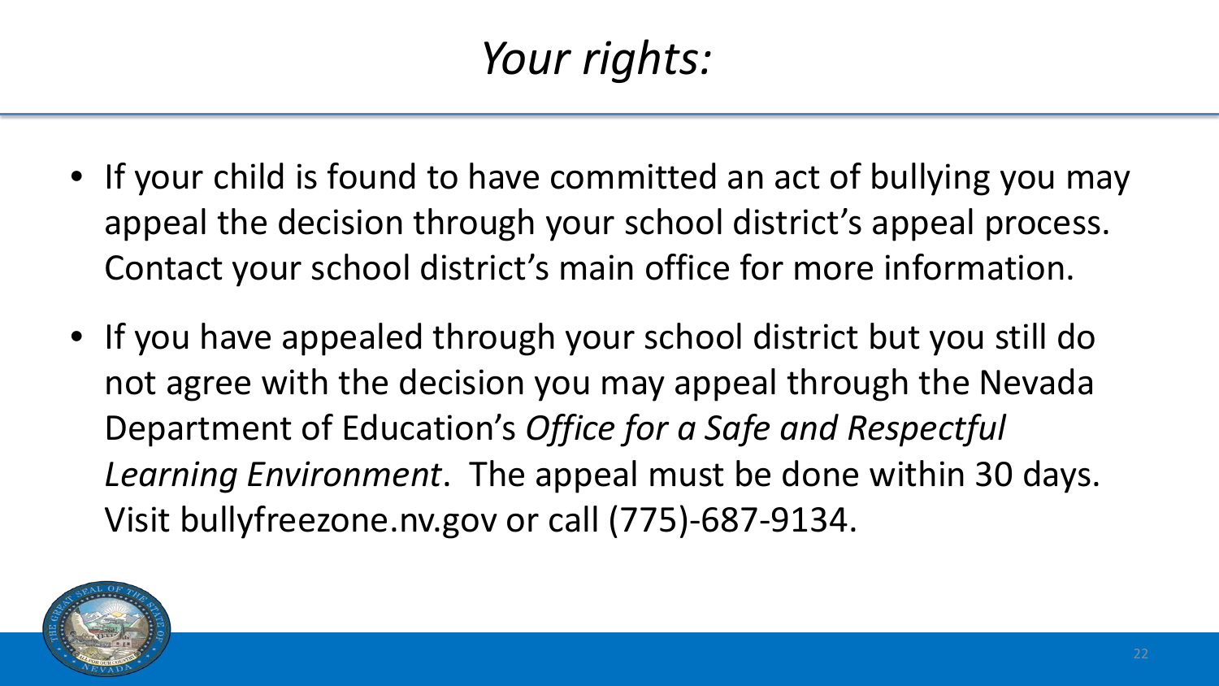# *Your rights:*

- If your child is found to have committed an act of bullying you may appeal the decision through your school district's appeal process. Contact your school district's main office for more information.
- If you have appealed through your school district but you still do not agree with the decision you may appeal through the Nevada Department of Education's *Office for a Safe and Respectful Learning Environment*. The appeal must be done within 30 days. Visit bullyfreezone.nv.gov or call (775)-687-9134.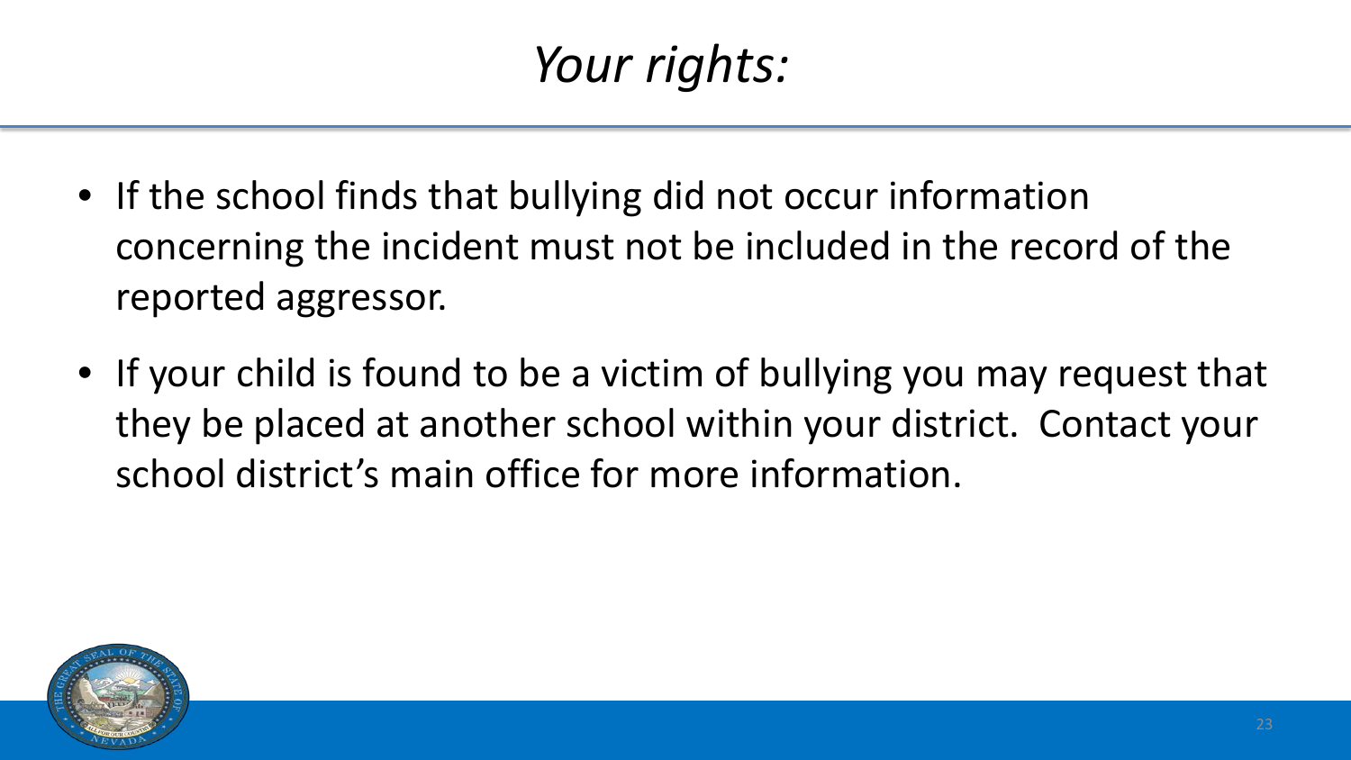# *Your rights:*

- If the school finds that bullying did not occur information concerning the incident must not be included in the record of the reported aggressor.
- If your child is found to be a victim of bullying you may request that they be placed at another school within your district. Contact your school district's main office for more information.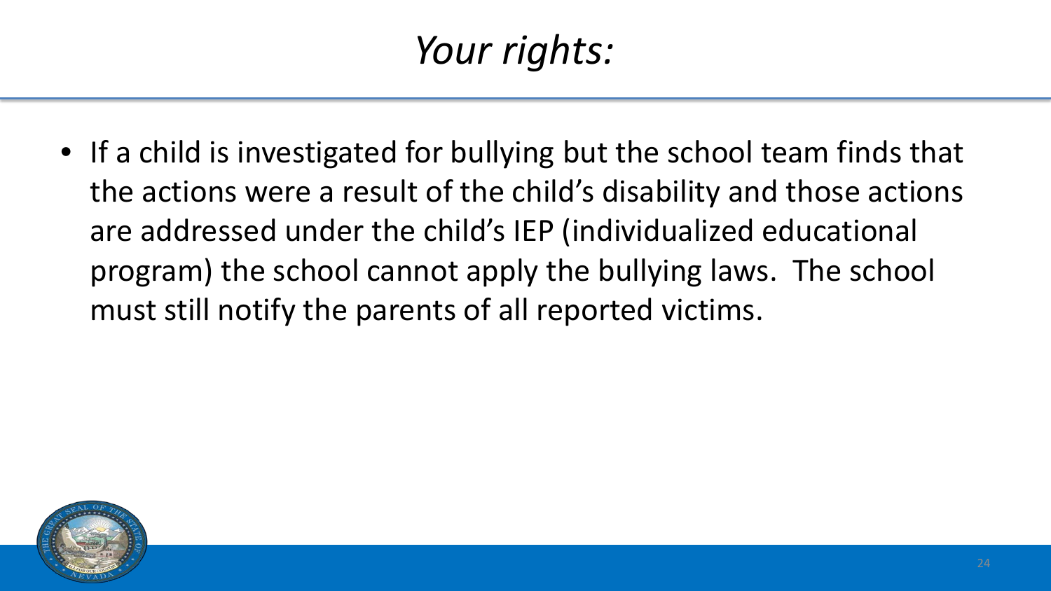# *Your rights:*

- If a child is investigated for bullying but the school team finds that the actions were a result of the child's disability and those actions are addressed under the child's IEP (individualized educational program) the school cannot apply the bullying laws. The school must still notify the parents of all reported victims.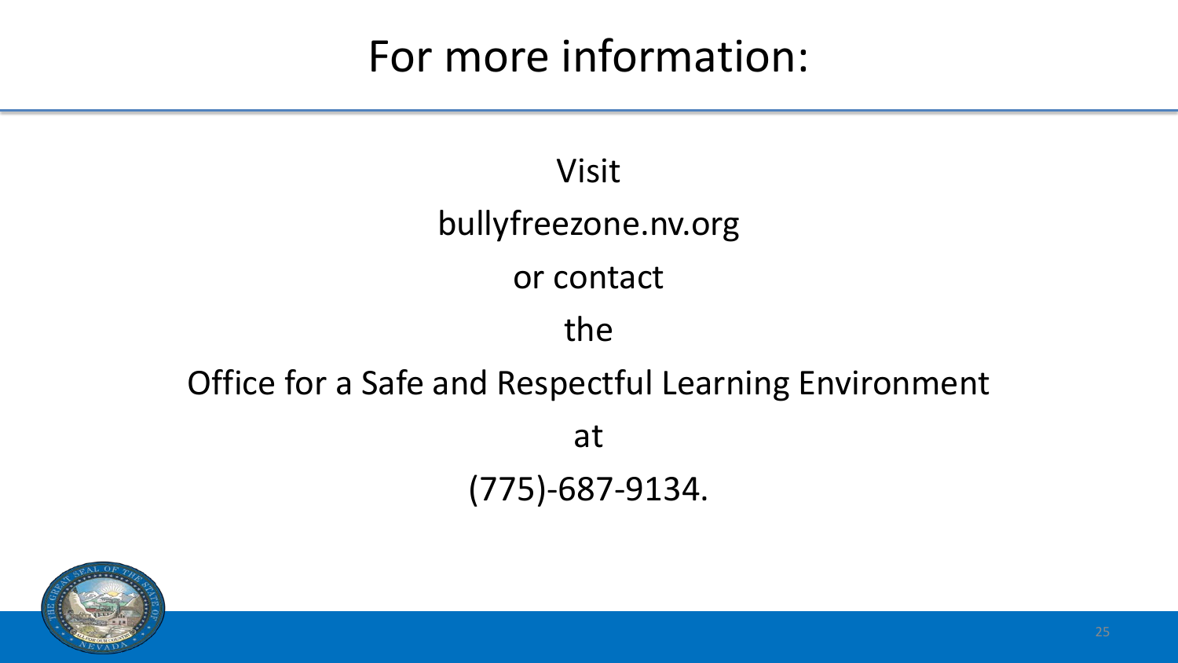# For more information:

Visit

bullyfreezone.nv.org

or contact

the

Office for a Safe and Respectful Learning Environment

at

(775)-687-9134.